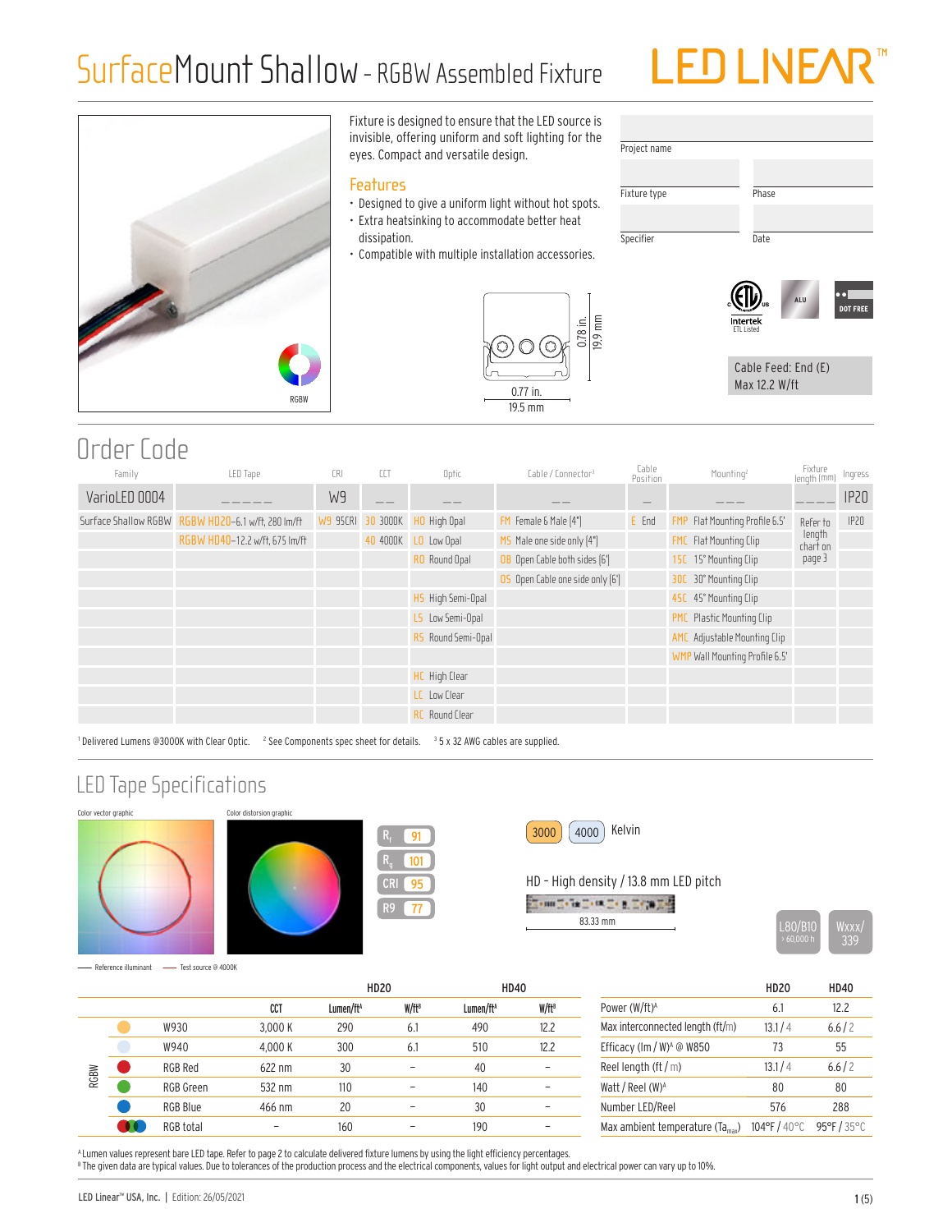# SurfaceMount Shallow - RGBW Assembled Fixture

LED LINEAR™

RGBW

Fixture is designed to ensure that the LED source is invisible, offering uniform and soft lighting for the eyes. Compact and versatile design.

## Features

- Designed to give a uniform light without hot spots.
- Extra heatsinking to accommodate better heat dissipation.
- Compatible with multiple installation accessories.

0.78 in. 19.9 mm

0.77 in. 19.5 mm

Project name

Fixture type | Phase

Specifier | Date

Intertek ETL Listed | ALU | DOT FREE

Cable Feed: End (E)
Max 12.2 W/ft

## Order Code

| Family | LED Tape | CRI | CCT | Optic | Cable / Connector[3] | Cable Position | Mounting[2] | Fixture length (mm) | Ingress |
|---|---|---|---|---|---|---|---|---|---|
| VarioLED 0004 | _ _ _ _ _ | W9 | _ _ | _ _ | _ _ | _ | _ _ _ | _ _ _ _ | IP20 |
| Surface Shallow RGBW | RGBW HD20–6.1 w/ft, 280 lm/ft | W9 95CRI | 30 3000K | HO High Opal | FM Female & Male (4") | E End | FMP Flat Mounting Profile 6.5' | Refer to length chart on page 3 | IP20 |
| | RGBW HD40–12.2 w/ft, 675 lm/ft | | 40 4000K | LO Low Opal | MS Male one side only (4") | | FMC Flat Mounting Clip | | |
| | | | | RO Round Opal | OB Open Cable both sides (6') | | 15C 15° Mounting Clip | | |
| | | | | | OS Open Cable one side only (6') | | 30C 30° Mounting Clip | | |
| | | | | HS High Semi-Opal | | | 45C 45° Mounting Clip | | |
| | | | | LS Low Semi-Opal | | | PMC Plastic Mounting Clip | | |
| | | | | RS Round Semi-Opal | | | AMC Adjustable Mounting Clip | | |
| | | | | | | | WMP Wall Mounting Profile 6.5' | | |
| | | | | HC High Clear | | | | | |
| | | | | LC Low Clear | | | | | |
| | | | | RC Round Clear | | | | | |

[1] Delivered Lumens @3000K with Clear Optic. [2] See Components spec sheet for details. [3] 5 x 32 AWG cables are supplied.

## LED Tape Specifications

Color vector graphic — Color distorsion graphic

— Reference illuminant — Test source @ 4000K

| | |
|---|---|
| $R_f$ | 91 |
| $R_g$ | 101 |
| CRI | 95 |
| R9 | 77 |

3000 | 4000 Kelvin

HD - High density / 13.8 mm LED pitch

83.33 mm

L80/B10 > 60,000 h | Wxxx/339

| | | | HD20 | | HD40 | |
|---|---|---|---|---|---|---|
| | | CCT | Lumen/ft[A] | W/ft[B] | Lumen/ft[A] | W/ft[B] |
| RGBW | W930 | 3,000 K | 290 | 6.1 | 490 | 12.2 |
| | W940 | 4,000 K | 300 | 6.1 | 510 | 12.2 |
| | RGB Red | 622 nm | 30 | – | 40 | – |
| | RGB Green | 532 nm | 110 | – | 140 | – |
| | RGB Blue | 466 nm | 20 | – | 30 | – |
| | RGB total | – | 160 | – | 190 | – |

| | HD20 | HD40 |
|---|---|---|
| Power (W/ft)[A] | 6.1 | 12.2 |
| Max interconnected length (ft/m) | 13.1 / 4 | 6.6 / 2 |
| Efficacy (lm / W)[A] @ W850 | 73 | 55 |
| Reel length (ft / m) | 13.1 / 4 | 6.6 / 2 |
| Watt / Reel (W)[A] | 80 | 80 |
| Number LED/Reel | 576 | 288 |
| Max ambient temperature ($Ta_{max}$) | 104°F / 40°C | 95°F / 35°C |

[A] Lumen values represent bare LED tape. Refer to page 2 to calculate delivered fixture lumens by using the light efficiency percentages.
[B] The given data are typical values. Due to tolerances of the production process and the electrical components, values for light output and electrical power can vary up to 10%.

LED Linear™ USA, Inc. | Edition: 26/05/2021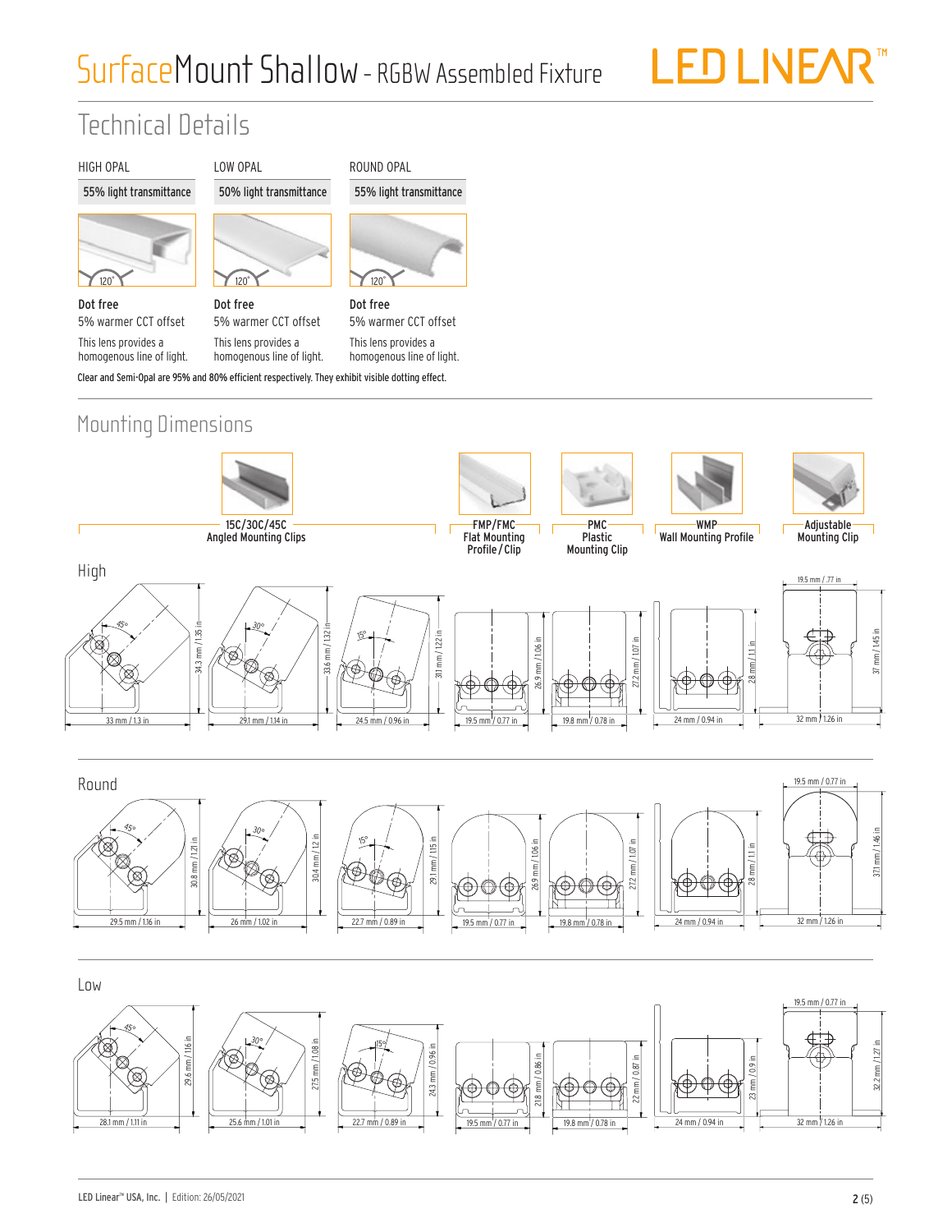# SurfaceMount Shallow - RGBW Assembled Fixture

## Technical Details

| HIGH OPAL | LOW OPAL | ROUND OPAL |
| --- | --- | --- |
| 55% light transmittance | 50% light transmittance | 55% light transmittance |
| 120° | 120° | 120° |
| **Dot free** | **Dot free** | **Dot free** |
| 5% warmer CCT offset | 5% warmer CCT offset | 5% warmer CCT offset |
| This lens provides a homogenous line of light. | This lens provides a homogenous line of light. | This lens provides a homogenous line of light. |

Clear and Semi-Opal are 95% and 80% efficient respectively. They exhibit visible dotting effect.

## Mounting Dimensions

| | 15C/30C/45C Angled Mounting Clips (45°) | 15C/30C/45C Angled Mounting Clips (30°) | 15C/30C/45C Angled Mounting Clips (15°) | FMP/FMC Flat Mounting Profile / Clip | PMC Plastic Mounting Clip | WMP Wall Mounting Profile | Adjustable Mounting Clip |
| --- | --- | --- | --- | --- | --- | --- | --- |
| **High** – Width | 33 mm / 1.3 in | 29.1 mm / 1.14 in | 24.5 mm / 0.96 in | 19.5 mm / 0.77 in | 19.8 mm / 0.78 in | 24 mm / 0.94 in | 32 mm / 1.26 in (19.5 mm / .77 in) |
| **High** – Height | 34.3 mm / 1.35 in | 33.6 mm / 1.32 in | 31.1 mm / 1.22 in | 26.9 mm / 1.06 in | 27.2 mm / 1.07 in | 28 mm / 1.1 in | 37 mm / 1.45 in |
| **Round** – Width | 29.5 mm / 1.16 in | 26 mm / 1.02 in | 22.7 mm / 0.89 in | 19.5 mm / 0.77 in | 19.8 mm / 0.78 in | 24 mm / 0.94 in | 32 mm / 1.26 in (19.5 mm / 0.77 in) |
| **Round** – Height | 30.8 mm / 1.21 in | 30.4 mm / 1.2 in | 29.1 mm / 1.15 in | 26.9 mm / 1.06 in | 27.2 mm / 1.07 in | 28 mm / 1.1 in | 37.1 mm / 1.46 in |
| **Low** – Width | 28.1 mm / 1.11 in | 25.6 mm / 1.01 in | 22.7 mm / 0.89 in | 19.5 mm / 0.77 in | 19.8 mm / 0.78 in | 24 mm / 0.94 in | 32 mm / 1.26 in (19.5 mm / 0.77 in) |
| **Low** – Height | 29.6 mm / 1.16 in | 27.5 mm / 1.08 in | 24.3 mm / 0.96 in | 21.8 mm / 0.86 in | 22 mm / 0.87 in | 23 mm / 0.9 in | 32.2 mm / 1.27 in |

LED Linear™ USA, Inc. | Edition: 26/05/2021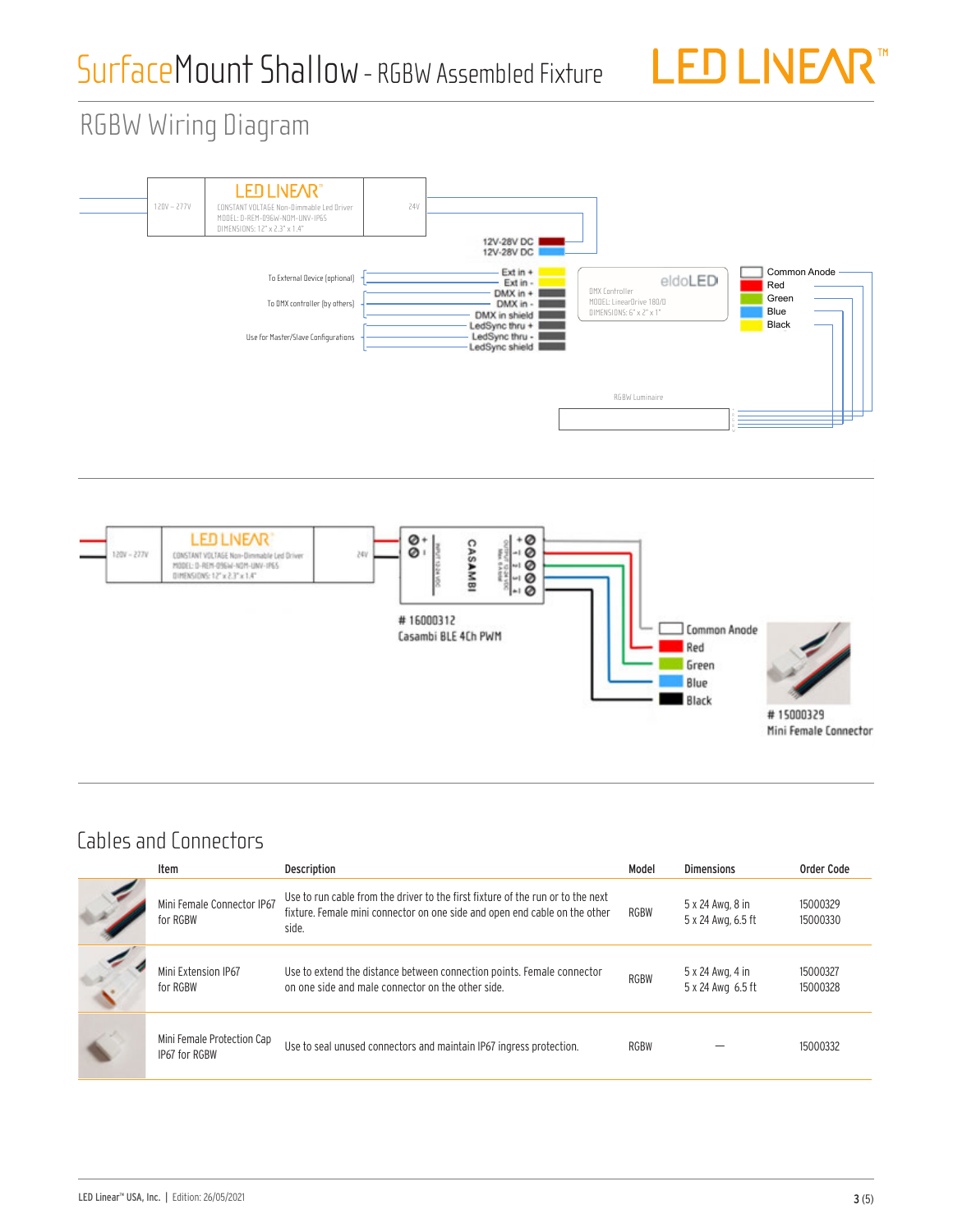# SurfaceMount Shallow - RGBW Assembled Fixture

## RGBW Wiring Diagram

120V – 277V

LED LINEAR™
CONSTANT VOLTAGE Non-Dimmable Led Driver
MODEL: D-REM-096W-NOM-UNV-IP65
DIMENSIONS: 12" x 2.3" x 1.4"

24V

12V-28V DC
12V-28V DC

To External Device (optional) — Ext in +, Ext in -
To DMX controller (by others) — DMX in +, DMX in -, DMX in shield
Use for Master/Slave Configurations — LedSync thru +, LedSync thru -, LedSync shield

eldoLED
DMX Controller
MODEL: LinearDrive 180/D
DIMENSIONS: 6" x 2" x 1"

Common Anode
Red
Green
Blue
Black

RGBW Luminaire

---

120V – 277V

LED LINEAR™
CONSTANT VOLTAGE Non-Dimmable Led Driver
MODEL: D-REM-096W-NOM-UNV-IP65
DIMENSIONS: 12" x 2.3" x 1.4"

24V

CASAMBI

# 16000312
Casambi BLE 4Ch PWM

Common Anode
Red
Green
Blue
Black

# 15000329
Mini Female Connector

## Cables and Connectors

| Item | Description | Model | Dimensions | Order Code |
|---|---|---|---|---|
| Mini Female Connector IP67 for RGBW | Use to run cable from the driver to the first fixture of the run or to the next fixture. Female mini connector on one side and open end cable on the other side. | RGBW | 5 x 24 Awg, 8 in<br>5 x 24 Awg, 6.5 ft | 15000329<br>15000330 |
| Mini Extension IP67 for RGBW | Use to extend the distance between connection points. Female connector on one side and male connector on the other side. | RGBW | 5 x 24 Awg, 4 in<br>5 x 24 Awg 6.5 ft | 15000327<br>15000328 |
| Mini Female Protection Cap IP67 for RGBW | Use to seal unused connectors and maintain IP67 ingress protection. | RGBW | – | 15000332 |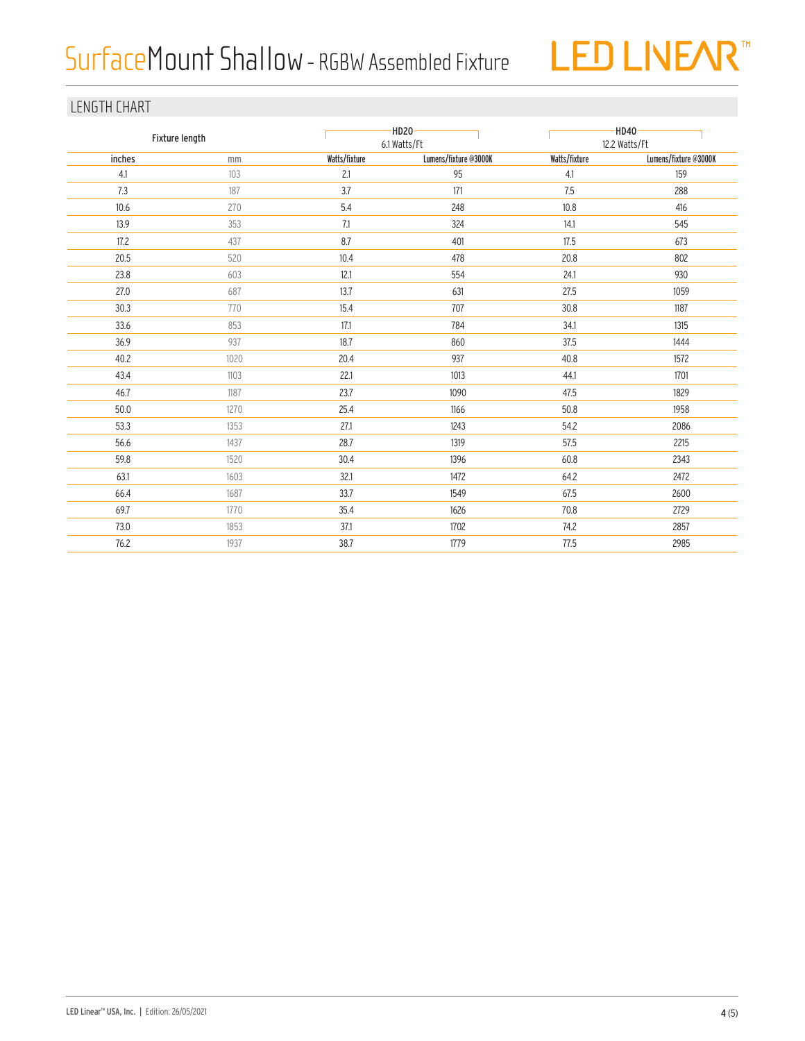# SurfaceMount Shallow - RGBW Assembled Fixture

## LENGTH CHART

| Fixture length | | HD20 6.1 Watts/Ft | | HD40 12.2 Watts/Ft | |
|---|---|---|---|---|---|
| inches | mm | Watts/fixture | Lumens/fixture @3000K | Watts/fixture | Lumens/fixture @3000K |
| 4.1 | 103 | 2.1 | 95 | 4.1 | 159 |
| 7.3 | 187 | 3.7 | 171 | 7.5 | 288 |
| 10.6 | 270 | 5.4 | 248 | 10.8 | 416 |
| 13.9 | 353 | 7.1 | 324 | 14.1 | 545 |
| 17.2 | 437 | 8.7 | 401 | 17.5 | 673 |
| 20.5 | 520 | 10.4 | 478 | 20.8 | 802 |
| 23.8 | 603 | 12.1 | 554 | 24.1 | 930 |
| 27.0 | 687 | 13.7 | 631 | 27.5 | 1059 |
| 30.3 | 770 | 15.4 | 707 | 30.8 | 1187 |
| 33.6 | 853 | 17.1 | 784 | 34.1 | 1315 |
| 36.9 | 937 | 18.7 | 860 | 37.5 | 1444 |
| 40.2 | 1020 | 20.4 | 937 | 40.8 | 1572 |
| 43.4 | 1103 | 22.1 | 1013 | 44.1 | 1701 |
| 46.7 | 1187 | 23.7 | 1090 | 47.5 | 1829 |
| 50.0 | 1270 | 25.4 | 1166 | 50.8 | 1958 |
| 53.3 | 1353 | 27.1 | 1243 | 54.2 | 2086 |
| 56.6 | 1437 | 28.7 | 1319 | 57.5 | 2215 |
| 59.8 | 1520 | 30.4 | 1396 | 60.8 | 2343 |
| 63.1 | 1603 | 32.1 | 1472 | 64.2 | 2472 |
| 66.4 | 1687 | 33.7 | 1549 | 67.5 | 2600 |
| 69.7 | 1770 | 35.4 | 1626 | 70.8 | 2729 |
| 73.0 | 1853 | 37.1 | 1702 | 74.2 | 2857 |
| 76.2 | 1937 | 38.7 | 1779 | 77.5 | 2985 |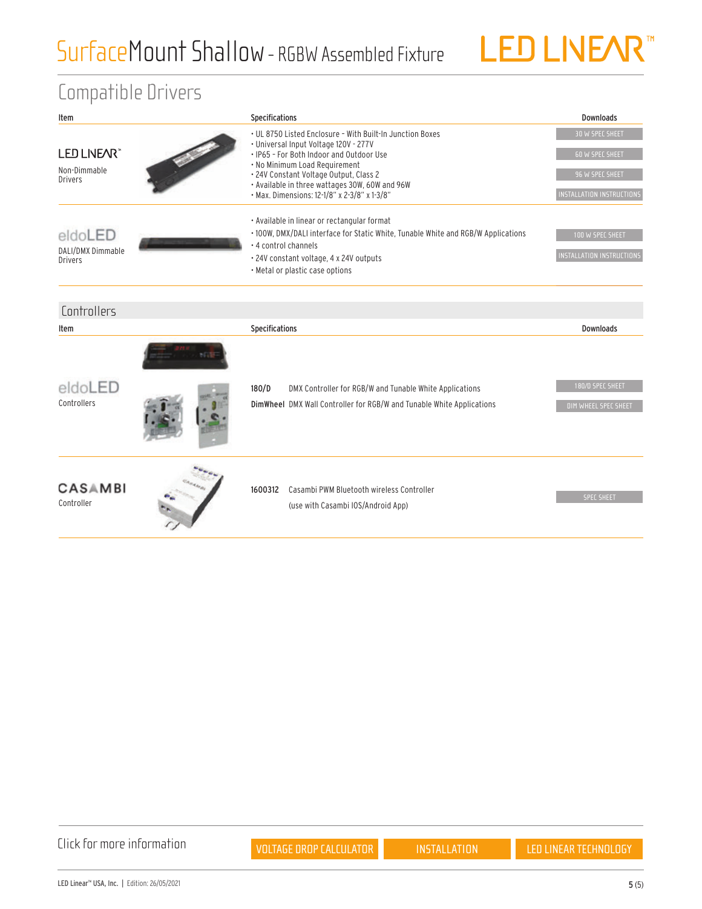# SurfaceMount Shallow - RGBW Assembled Fixture

## Compatible Drivers

| Item | Specifications | Downloads |
|---|---|---|
| LED LINEAR™ Non-Dimmable Drivers | • UL 8750 Listed Enclosure - With Built-In Junction Boxes<br>• Universal Input Voltage 120V - 277V<br>• IP65 - For Both Indoor and Outdoor Use<br>• No Minimum Load Requirement<br>• 24V Constant Voltage Output, Class 2<br>• Available in three wattages 30W, 60W and 96W<br>• Max. Dimensions: 12-1/8" x 2-3/8" x 1-3/8" | 30 W SPEC SHEET<br>60 W SPEC SHEET<br>96 W SPEC SHEET<br>INSTALLATION INSTRUCTIONS |
| eldoLED DALI/DMX Dimmable Drivers | • Available in linear or rectangular format<br>• 100W, DMX/DALI interface for Static White, Tunable White and RGB/W Applications<br>• 4 control channels<br>• 24V constant voltage, 4 x 24V outputs<br>• Metal or plastic case options | 100 W SPEC SHEET<br>INSTALLATION INSTRUCTIONS |

## Controllers

| Item | Specifications | Downloads |
|---|---|---|
| eldoLED Controllers | **180/D** DMX Controller for RGB/W and Tunable White Applications<br>**DimWheel** DMX Wall Controller for RGB/W and Tunable White Applications | 180/D SPEC SHEET<br>DIM WHEEL SPEC SHEET |
| CASAMBI Controller | **1600312** Casambi PWM Bluetooth wireless Controller (use with Casambi IOS/Android App) | SPEC SHEET |

Click for more information

VOLTAGE DROP CALCULATOR | INSTALLATION | LED LINEAR TECHNOLOGY

LED Linear™ USA, Inc. | Edition: 26/05/2021